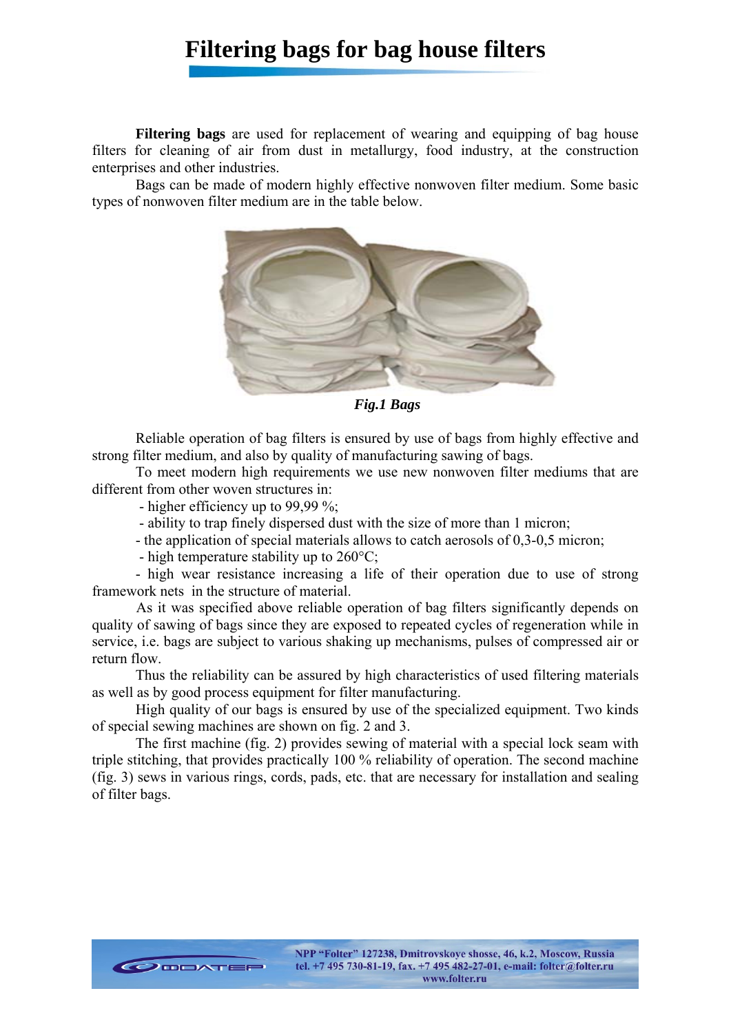# Filtering bags for bag house filters

**Filtering bags** are used for replacement of wearing and equipping of bag house filters for cleaning of air from dust in metallurgy, food industry, at the construction enterprises and other industries.

Bags can be made of modern highly effective nonwoven filter medium. Some basic types of nonwoven filter medium are in the table below.

***Fig.1 Bags***

Reliable operation of bag filters is ensured by use of bags from highly effective and strong filter medium, and also by quality of manufacturing sawing of bags.

To meet modern high requirements we use new nonwoven filter mediums that are different from other woven structures in:

- higher efficiency up to 99,99 %;
- ability to trap finely dispersed dust with the size of more than 1 micron;
- the application of special materials allows to catch aerosols of 0,3-0,5 micron;
- high temperature stability up to 260°C;
- high wear resistance increasing a life of their operation due to use of strong framework nets in the structure of material.

As it was specified above reliable operation of bag filters significantly depends on quality of sawing of bags since they are exposed to repeated cycles of regeneration while in service, i.e. bags are subject to various shaking up mechanisms, pulses of compressed air or return flow.

Thus the reliability can be assured by high characteristics of used filtering materials as well as by good process equipment for filter manufacturing.

High quality of our bags is ensured by use of the specialized equipment. Two kinds of special sewing machines are shown on fig. 2 and 3.

The first machine (fig. 2) provides sewing of material with a special lock seam with triple stitching, that provides practically 100 % reliability of operation. The second machine (fig. 3) sews in various rings, cords, pads, etc. that are necessary for installation and sealing of filter bags.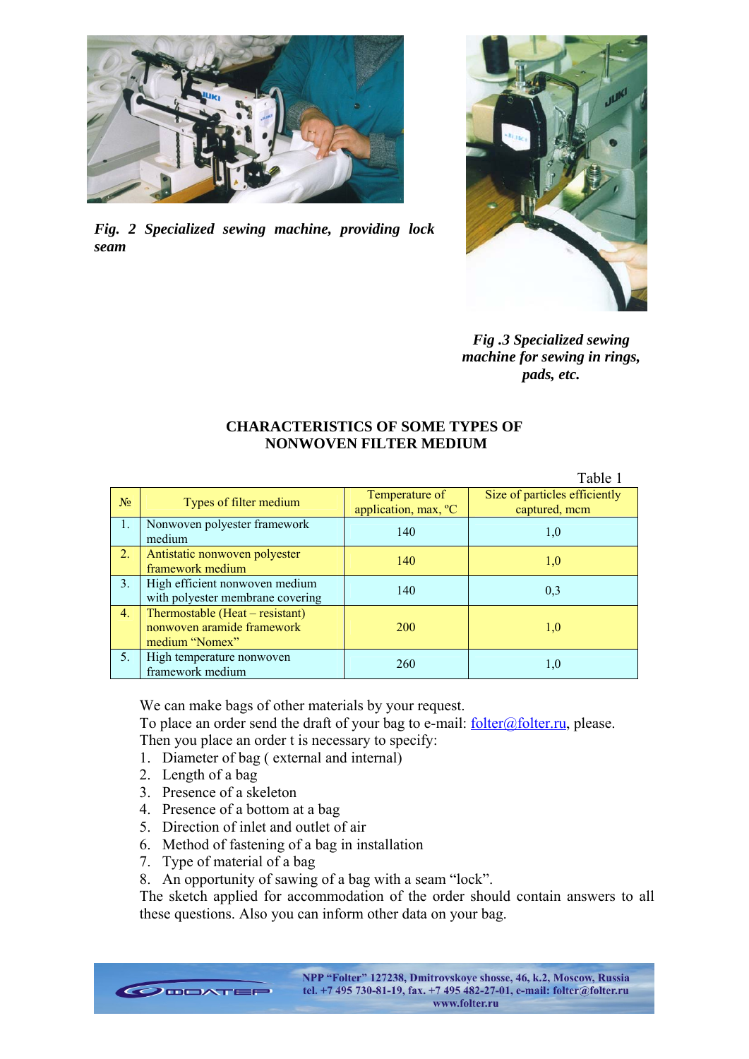*Fig. 2 Specialized sewing machine, providing lock seam*

*Fig .3 Specialized sewing machine for sewing in rings, pads, etc.*

## CHARACTERISTICS OF SOME TYPES OF NONWOVEN FILTER MEDIUM

Table 1

| № | Types of filter medium | Temperature of application, max, ºC | Size of particles efficiently captured, mcm |
|---|---|---|---|
| 1. | Nonwoven polyester framework medium | 140 | 1,0 |
| 2. | Antistatic nonwoven polyester framework medium | 140 | 1,0 |
| 3. | High efficient nonwoven medium with polyester membrane covering | 140 | 0,3 |
| 4. | Thermostable (Heat – resistant) nonwoven aramide framework medium "Nomex" | 200 | 1,0 |
| 5. | High temperature nonwoven framework medium | 260 | 1,0 |

We can make bags of other materials by your request.
To place an order send the draft of your bag to e-mail: folter@folter.ru, please.
Then you place an order t is necessary to specify:

1. Diameter of bag ( external and internal)
2. Length of a bag
3. Presence of a skeleton
4. Presence of a bottom at a bag
5. Direction of inlet and outlet of air
6. Method of fastening of a bag in installation
7. Type of material of a bag
8. An opportunity of sawing of a bag with a seam "lock".

The sketch applied for accommodation of the order should contain answers to all these questions. Also you can inform other data on your bag.